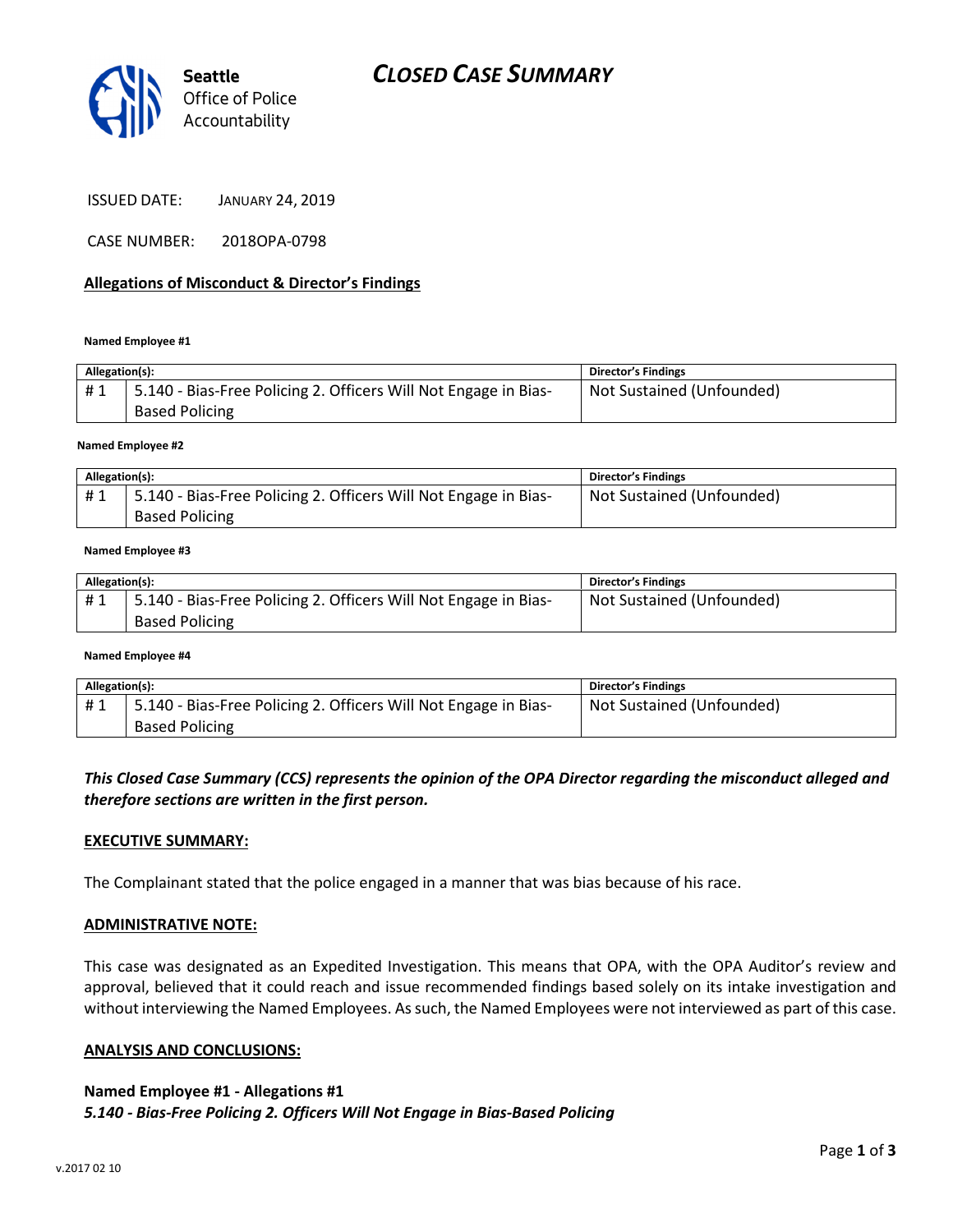# CLOSED CASE SUMMARY

Seattle Office of Police Accountability

ISSUED DATE: JANUARY 24, 2019

CASE NUMBER: 2018OPA-0798

## Allegations of Misconduct & Director's Findings

**Named Employee #1**

| Allegation(s): | | Director's Findings |
|---|---|---|
| # 1 | 5.140 - Bias-Free Policing 2. Officers Will Not Engage in Bias-Based Policing | Not Sustained (Unfounded) |

**Named Employee #2**

| Allegation(s): | | Director's Findings |
|---|---|---|
| # 1 | 5.140 - Bias-Free Policing 2. Officers Will Not Engage in Bias-Based Policing | Not Sustained (Unfounded) |

**Named Employee #3**

| Allegation(s): | | Director's Findings |
|---|---|---|
| # 1 | 5.140 - Bias-Free Policing 2. Officers Will Not Engage in Bias-Based Policing | Not Sustained (Unfounded) |

**Named Employee #4**

| Allegation(s): | | Director's Findings |
|---|---|---|
| # 1 | 5.140 - Bias-Free Policing 2. Officers Will Not Engage in Bias-Based Policing | Not Sustained (Unfounded) |

***This Closed Case Summary (CCS) represents the opinion of the OPA Director regarding the misconduct alleged and therefore sections are written in the first person.***

## EXECUTIVE SUMMARY:

The Complainant stated that the police engaged in a manner that was bias because of his race.

## ADMINISTRATIVE NOTE:

This case was designated as an Expedited Investigation. This means that OPA, with the OPA Auditor's review and approval, believed that it could reach and issue recommended findings based solely on its intake investigation and without interviewing the Named Employees. As such, the Named Employees were not interviewed as part of this case.

## ANALYSIS AND CONCLUSIONS:

**Named Employee #1 - Allegations #1**
***5.140 - Bias-Free Policing 2. Officers Will Not Engage in Bias-Based Policing***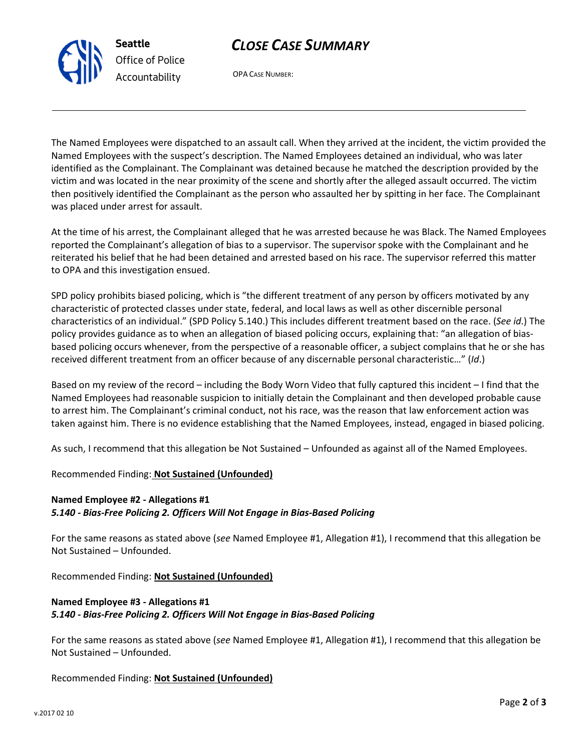The Named Employees were dispatched to an assault call. When they arrived at the incident, the victim provided the Named Employees with the suspect's description. The Named Employees detained an individual, who was later identified as the Complainant. The Complainant was detained because he matched the description provided by the victim and was located in the near proximity of the scene and shortly after the alleged assault occurred. The victim then positively identified the Complainant as the person who assaulted her by spitting in her face. The Complainant was placed under arrest for assault.

At the time of his arrest, the Complainant alleged that he was arrested because he was Black. The Named Employees reported the Complainant's allegation of bias to a supervisor. The supervisor spoke with the Complainant and he reiterated his belief that he had been detained and arrested based on his race. The supervisor referred this matter to OPA and this investigation ensued.

SPD policy prohibits biased policing, which is "the different treatment of any person by officers motivated by any characteristic of protected classes under state, federal, and local laws as well as other discernible personal characteristics of an individual." (SPD Policy 5.140.) This includes different treatment based on the race. (*See id*.) The policy provides guidance as to when an allegation of biased policing occurs, explaining that: "an allegation of bias-based policing occurs whenever, from the perspective of a reasonable officer, a subject complains that he or she has received different treatment from an officer because of any discernable personal characteristic…" (*Id*.)

Based on my review of the record – including the Body Worn Video that fully captured this incident – I find that the Named Employees had reasonable suspicion to initially detain the Complainant and then developed probable cause to arrest him. The Complainant's criminal conduct, not his race, was the reason that law enforcement action was taken against him. There is no evidence establishing that the Named Employees, instead, engaged in biased policing.

As such, I recommend that this allegation be Not Sustained – Unfounded as against all of the Named Employees.

Recommended Finding: **Not Sustained (Unfounded)**

**Named Employee #2 - Allegations #1**
***5.140 - Bias-Free Policing 2. Officers Will Not Engage in Bias-Based Policing***

For the same reasons as stated above (*see* Named Employee #1, Allegation #1), I recommend that this allegation be Not Sustained – Unfounded.

Recommended Finding: **Not Sustained (Unfounded)**

**Named Employee #3 - Allegations #1**
***5.140 - Bias-Free Policing 2. Officers Will Not Engage in Bias-Based Policing***

For the same reasons as stated above (*see* Named Employee #1, Allegation #1), I recommend that this allegation be Not Sustained – Unfounded.

Recommended Finding: **Not Sustained (Unfounded)**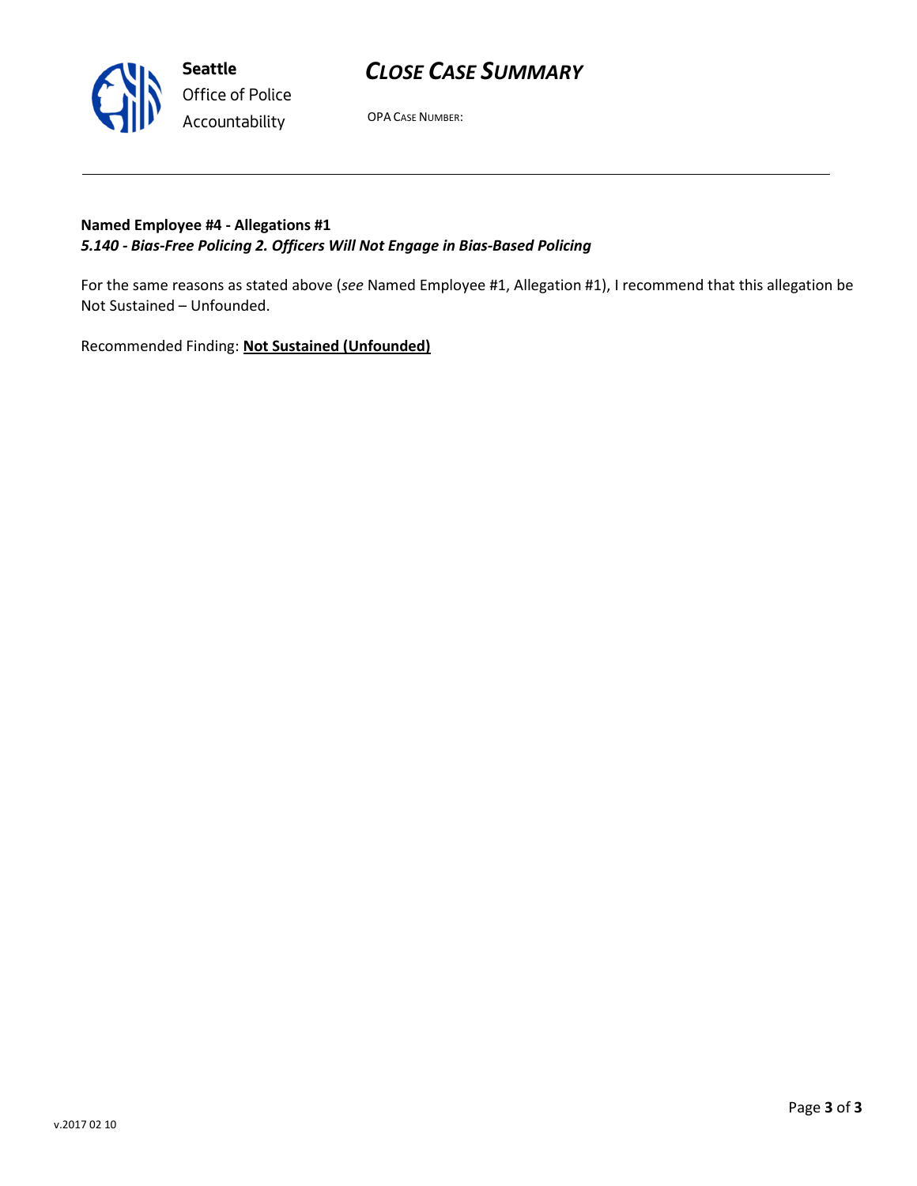**Named Employee #4 - Allegations #1**
***5.140 - Bias-Free Policing 2. Officers Will Not Engage in Bias-Based Policing***

For the same reasons as stated above (*see* Named Employee #1, Allegation #1), I recommend that this allegation be Not Sustained – Unfounded.

Recommended Finding: **Not Sustained (Unfounded)**